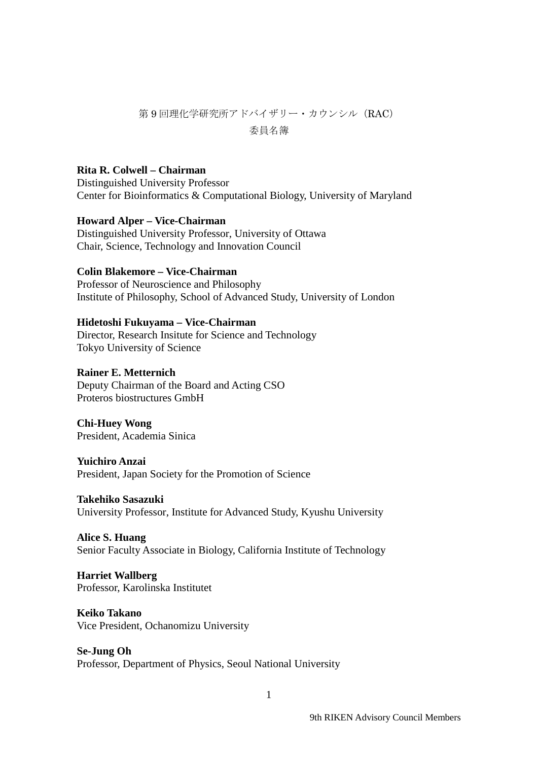# 第 9 回理化学研究所アドバイザリー・カウンシル（RAC）

## 委員名簿

**Rita R. Colwell – Chairman**
Distinguished University Professor
Center for Bioinformatics & Computational Biology, University of Maryland

**Howard Alper – Vice-Chairman**
Distinguished University Professor, University of Ottawa
Chair, Science, Technology and Innovation Council

**Colin Blakemore – Vice-Chairman**
Professor of Neuroscience and Philosophy
Institute of Philosophy, School of Advanced Study, University of London

**Hidetoshi Fukuyama – Vice-Chairman**
Director, Research Insitute for Science and Technology
Tokyo University of Science

**Rainer E. Metternich**
Deputy Chairman of the Board and Acting CSO
Proteros biostructures GmbH

**Chi-Huey Wong**
President, Academia Sinica

**Yuichiro Anzai**
President, Japan Society for the Promotion of Science

**Takehiko Sasazuki**
University Professor, Institute for Advanced Study, Kyushu University

**Alice S. Huang**
Senior Faculty Associate in Biology, California Institute of Technology

**Harriet Wallberg**
Professor, Karolinska Institutet

**Keiko Takano**
Vice President, Ochanomizu University

**Se-Jung Oh**
Professor, Department of Physics, Seoul National University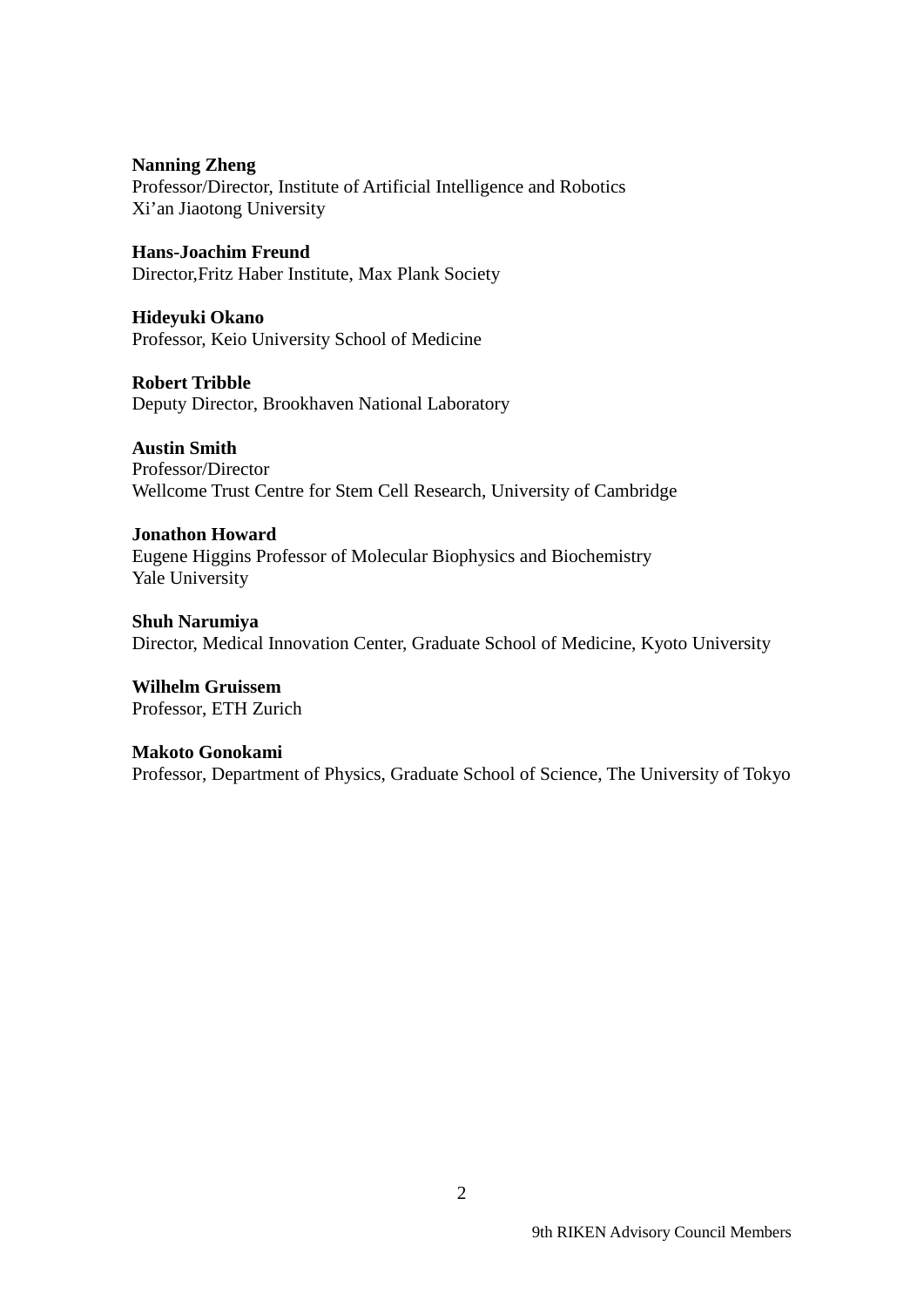**Nanning Zheng**
Professor/Director, Institute of Artificial Intelligence and Robotics
Xi’an Jiaotong University

**Hans-Joachim Freund**
Director,Fritz Haber Institute, Max Plank Society

**Hideyuki Okano**
Professor, Keio University School of Medicine

**Robert Tribble**
Deputy Director, Brookhaven National Laboratory

**Austin Smith**
Professor/Director
Wellcome Trust Centre for Stem Cell Research, University of Cambridge

**Jonathon Howard**
Eugene Higgins Professor of Molecular Biophysics and Biochemistry
Yale University

**Shuh Narumiya**
Director, Medical Innovation Center, Graduate School of Medicine, Kyoto University

**Wilhelm Gruissem**
Professor, ETH Zurich

**Makoto Gonokami**
Professor, Department of Physics, Graduate School of Science, The University of Tokyo